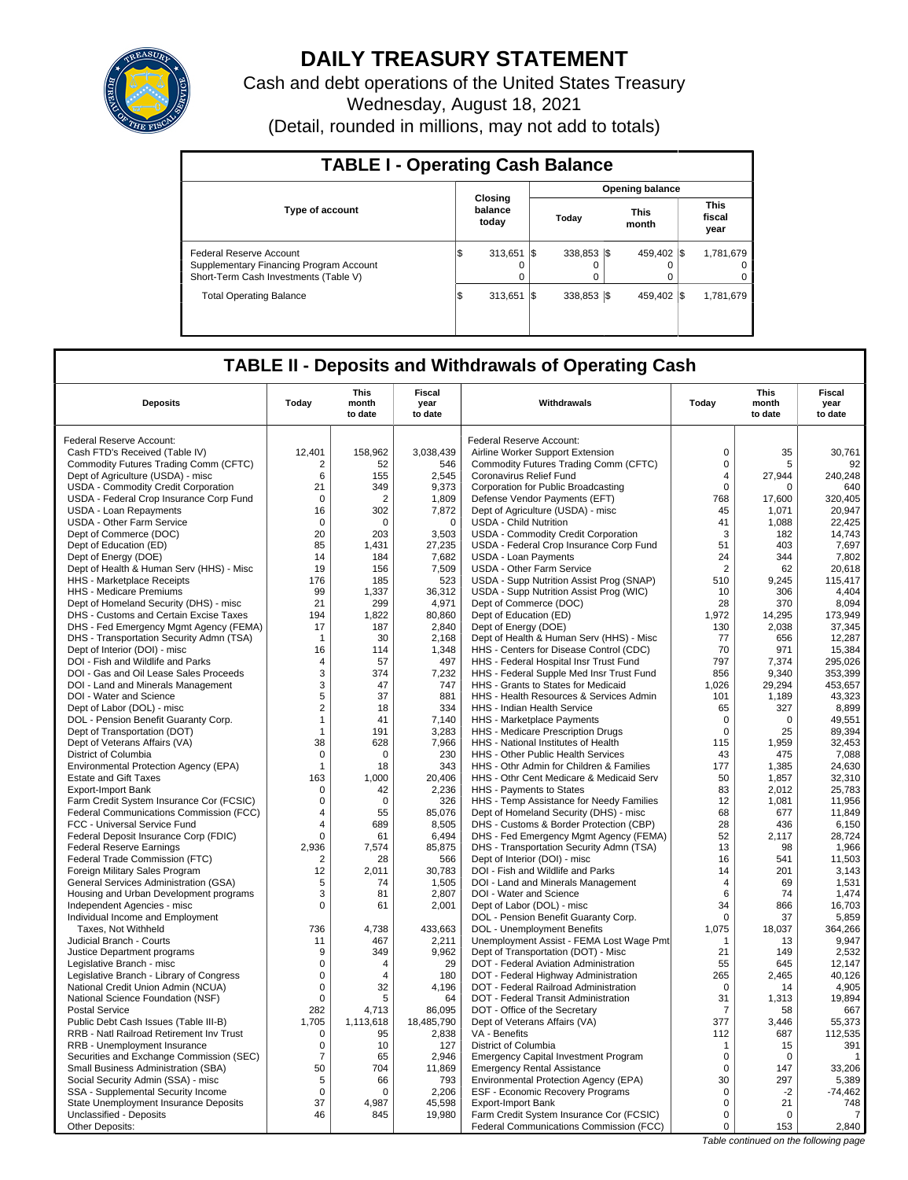# DAILY TREASURY STATEMENT

Cash and debt operations of the United States Treasury

Wednesday, August 18, 2021

(Detail, rounded in millions, may not add to totals)

## TABLE I - Operating Cash Balance

| Type of account | Closing balance today | Opening balance Today | Opening balance This month | Opening balance This fiscal year |
|---|---|---|---|---|
| Federal Reserve Account | $ 313,651 | $ 338,853 | $ 459,402 | $ 1,781,679 |
| Supplementary Financing Program Account | 0 | 0 | 0 | 0 |
| Short-Term Cash Investments (Table V) | 0 | 0 | 0 | 0 |
| Total Operating Balance | $ 313,651 | $ 338,853 | $ 459,402 | $ 1,781,679 |

## TABLE II - Deposits and Withdrawals of Operating Cash

| Deposits | Today | This month to date | Fiscal year to date | Withdrawals | Today | This month to date | Fiscal year to date |
|---|---|---|---|---|---|---|---|
| Federal Reserve Account: | | | | Federal Reserve Account: | | | |
| Cash FTD's Received (Table IV) | 12,401 | 158,962 | 3,038,439 | Airline Worker Support Extension | 0 | 35 | 30,761 |
| Commodity Futures Trading Comm (CFTC) | 2 | 52 | 546 | Commodity Futures Trading Comm (CFTC) | 0 | 5 | 92 |
| Dept of Agriculture (USDA) - misc | 6 | 155 | 2,545 | Coronavirus Relief Fund | 4 | 27,944 | 240,248 |
| USDA - Commodity Credit Corporation | 21 | 349 | 9,373 | Corporation for Public Broadcasting | 0 | 0 | 640 |
| USDA - Federal Crop Insurance Corp Fund | 0 | 2 | 1,809 | Defense Vendor Payments (EFT) | 768 | 17,600 | 320,405 |
| USDA - Loan Repayments | 16 | 302 | 7,872 | Dept of Agriculture (USDA) - misc | 45 | 1,071 | 20,947 |
| USDA - Other Farm Service | 0 | 0 | 0 | USDA - Child Nutrition | 41 | 1,088 | 22,425 |
| Dept of Commerce (DOC) | 20 | 203 | 3,503 | USDA - Commodity Credit Corporation | 3 | 182 | 14,743 |
| Dept of Education (ED) | 85 | 1,431 | 27,235 | USDA - Federal Crop Insurance Corp Fund | 51 | 403 | 7,697 |
| Dept of Energy (DOE) | 14 | 184 | 7,682 | USDA - Loan Payments | 24 | 344 | 7,802 |
| Dept of Health & Human Serv (HHS) - Misc | 19 | 156 | 7,509 | USDA - Other Farm Service | 2 | 62 | 20,618 |
| HHS - Marketplace Receipts | 176 | 185 | 523 | USDA - Supp Nutrition Assist Prog (SNAP) | 510 | 9,245 | 115,417 |
| HHS - Medicare Premiums | 99 | 1,337 | 36,312 | USDA - Supp Nutrition Assist Prog (WIC) | 10 | 306 | 4,404 |
| Dept of Homeland Security (DHS) - misc | 21 | 299 | 4,971 | Dept of Commerce (DOC) | 28 | 370 | 8,094 |
| DHS - Customs and Certain Excise Taxes | 194 | 1,822 | 80,860 | Dept of Education (ED) | 1,972 | 14,295 | 173,949 |
| DHS - Fed Emergency Mgmt Agency (FEMA) | 17 | 187 | 2,840 | Dept of Energy (DOE) | 130 | 2,038 | 37,345 |
| DHS - Transportation Security Admn (TSA) | 1 | 30 | 2,168 | Dept of Health & Human Serv (HHS) - Misc | 77 | 656 | 12,287 |
| Dept of Interior (DOI) - misc | 16 | 114 | 1,348 | HHS - Centers for Disease Control (CDC) | 70 | 971 | 15,384 |
| DOI - Fish and Wildlife and Parks | 4 | 57 | 497 | HHS - Federal Hospital Insr Trust Fund | 797 | 7,374 | 295,026 |
| DOI - Gas and Oil Lease Sales Proceeds | 3 | 374 | 7,232 | HHS - Federal Supple Med Insr Trust Fund | 856 | 9,340 | 353,399 |
| DOI - Land and Minerals Management | 3 | 47 | 747 | HHS - Grants to States for Medicaid | 1,026 | 29,294 | 453,657 |
| DOI - Water and Science | 5 | 37 | 881 | HHS - Health Resources & Services Admin | 101 | 1,189 | 43,323 |
| Dept of Labor (DOL) - misc | 2 | 18 | 334 | HHS - Indian Health Service | 65 | 327 | 8,899 |
| DOL - Pension Benefit Guaranty Corp. | 1 | 41 | 7,140 | HHS - Marketplace Payments | 0 | 0 | 49,551 |
| Dept of Transportation (DOT) | 1 | 191 | 3,283 | HHS - Medicare Prescription Drugs | 0 | 25 | 89,394 |
| Dept of Veterans Affairs (VA) | 38 | 628 | 7,966 | HHS - National Institutes of Health | 115 | 1,959 | 32,453 |
| District of Columbia | 0 | 0 | 230 | HHS - Other Public Health Services | 43 | 475 | 7,088 |
| Environmental Protection Agency (EPA) | 1 | 18 | 343 | HHS - Othr Admin for Children & Families | 177 | 1,385 | 24,630 |
| Estate and Gift Taxes | 163 | 1,000 | 20,406 | HHS - Othr Cent Medicare & Medicaid Serv | 50 | 1,857 | 32,310 |
| Export-Import Bank | 0 | 42 | 2,236 | HHS - Payments to States | 83 | 2,012 | 25,783 |
| Farm Credit System Insurance Cor (FCSIC) | 0 | 0 | 326 | HHS - Temp Assistance for Needy Families | 12 | 1,081 | 11,956 |
| Federal Communications Commission (FCC) | 4 | 55 | 85,076 | Dept of Homeland Security (DHS) - misc | 68 | 677 | 11,849 |
| FCC - Universal Service Fund | 4 | 689 | 8,505 | DHS - Customs & Border Protection (CBP) | 28 | 436 | 6,150 |
| Federal Deposit Insurance Corp (FDIC) | 0 | 61 | 6,494 | DHS - Fed Emergency Mgmt Agency (FEMA) | 52 | 2,117 | 28,724 |
| Federal Reserve Earnings | 2,936 | 7,574 | 85,875 | DHS - Transportation Security Admn (TSA) | 13 | 98 | 1,966 |
| Federal Trade Commission (FTC) | 2 | 28 | 566 | Dept of Interior (DOI) - misc | 16 | 541 | 11,503 |
| Foreign Military Sales Program | 12 | 2,011 | 30,783 | DOI - Fish and Wildlife and Parks | 14 | 201 | 3,143 |
| General Services Administration (GSA) | 5 | 74 | 1,505 | DOI - Land and Minerals Management | 4 | 69 | 1,531 |
| Housing and Urban Development programs | 3 | 81 | 2,807 | DOI - Water and Science | 6 | 74 | 1,474 |
| Independent Agencies - misc | 0 | 61 | 2,001 | Dept of Labor (DOL) - misc | 34 | 866 | 16,703 |
| Individual Income and Employment | | | | DOL - Pension Benefit Guaranty Corp. | 0 | 37 | 5,859 |
| Taxes, Not Withheld | 736 | 4,738 | 433,663 | DOL - Unemployment Benefits | 1,075 | 18,037 | 364,266 |
| Judicial Branch - Courts | 11 | 467 | 2,211 | Unemployment Assist - FEMA Lost Wage Pmt | 1 | 13 | 9,947 |
| Justice Department programs | 9 | 349 | 9,962 | Dept of Transportation (DOT) - Misc | 21 | 149 | 2,532 |
| Legislative Branch - misc | 0 | 4 | 29 | DOT - Federal Aviation Administration | 55 | 645 | 12,147 |
| Legislative Branch - Library of Congress | 0 | 4 | 180 | DOT - Federal Highway Administration | 265 | 2,465 | 40,126 |
| National Credit Union Admin (NCUA) | 0 | 32 | 4,196 | DOT - Federal Railroad Administration | 0 | 14 | 4,905 |
| National Science Foundation (NSF) | 0 | 5 | 64 | DOT - Federal Transit Administration | 31 | 1,313 | 19,894 |
| Postal Service | 282 | 4,713 | 86,095 | DOT - Office of the Secretary | 7 | 58 | 667 |
| Public Debt Cash Issues (Table III-B) | 1,705 | 1,113,618 | 18,485,790 | Dept of Veterans Affairs (VA) | 377 | 3,446 | 55,373 |
| RRB - Natl Railroad Retirement Inv Trust | 0 | 95 | 2,838 | VA - Benefits | 112 | 687 | 112,535 |
| RRB - Unemployment Insurance | 0 | 10 | 127 | District of Columbia | 1 | 15 | 391 |
| Securities and Exchange Commission (SEC) | 7 | 65 | 2,946 | Emergency Capital Investment Program | 0 | 0 | 1 |
| Small Business Administration (SBA) | 50 | 704 | 11,869 | Emergency Rental Assistance | 0 | 147 | 33,206 |
| Social Security Admin (SSA) - misc | 5 | 66 | 793 | Environmental Protection Agency (EPA) | 30 | 297 | 5,389 |
| SSA - Supplemental Security Income | 0 | 0 | 2,206 | ESF - Economic Recovery Programs | 0 | -2 | -74,462 |
| State Unemployment Insurance Deposits | 37 | 4,987 | 45,598 | Export-Import Bank | 0 | 21 | 748 |
| Unclassified - Deposits | 46 | 845 | 19,980 | Farm Credit System Insurance Cor (FCSIC) | 0 | 0 | 7 |
| Other Deposits: | | | | Federal Communications Commission (FCC) | 0 | 153 | 2,840 |

*Table continued on the following page*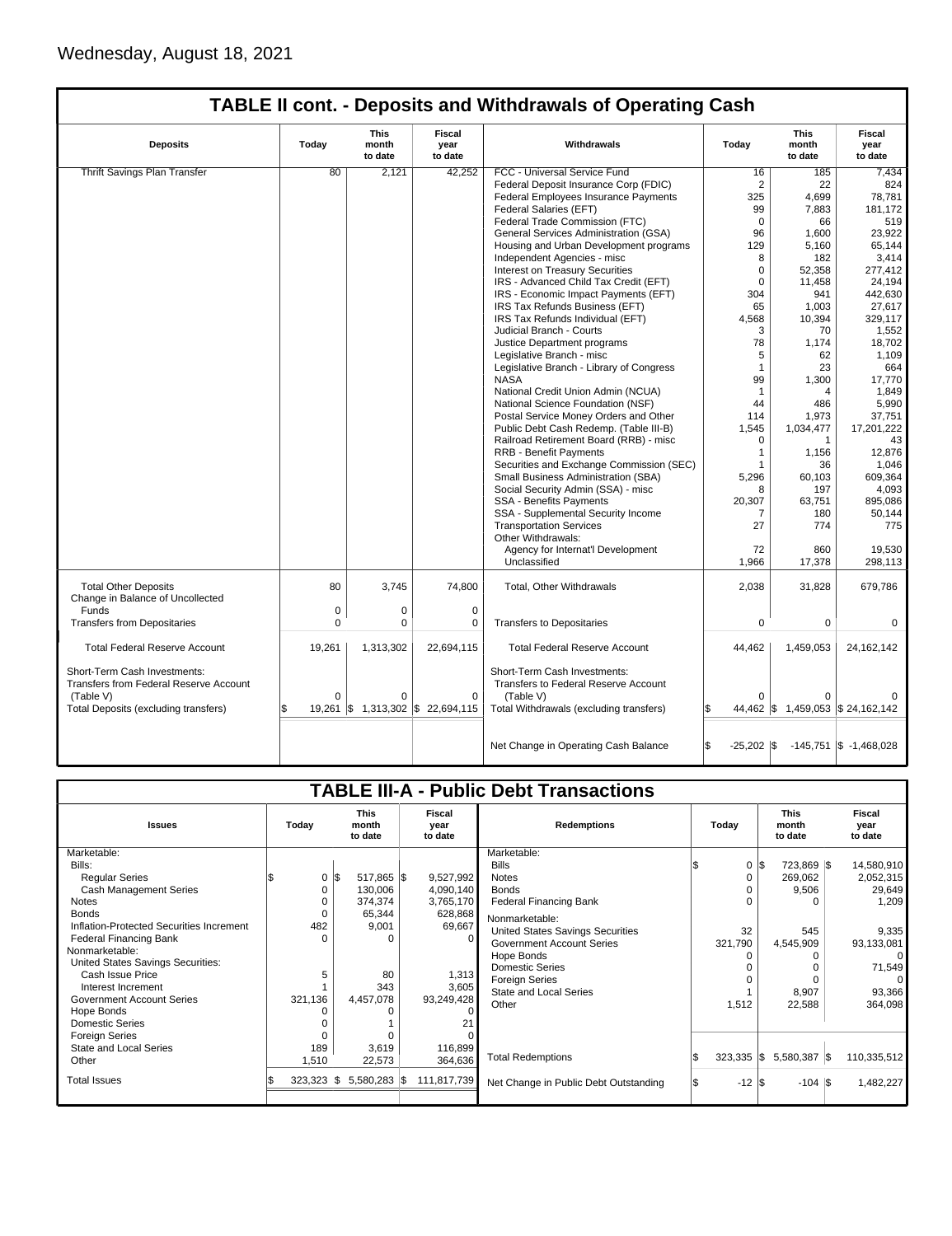Wednesday, August 18, 2021

## TABLE II cont. - Deposits and Withdrawals of Operating Cash

| Deposits | Today | This month to date | Fiscal year to date | Withdrawals | Today | This month to date | Fiscal year to date |
|---|---|---|---|---|---|---|---|
| Thrift Savings Plan Transfer | 80 | 2,121 | 42,252 | FCC - Universal Service Fund | 16 | 185 | 7,434 |
| | | | | Federal Deposit Insurance Corp (FDIC) | 2 | 22 | 824 |
| | | | | Federal Employees Insurance Payments | 325 | 4,699 | 78,781 |
| | | | | Federal Salaries (EFT) | 99 | 7,883 | 181,172 |
| | | | | Federal Trade Commission (FTC) | 0 | 66 | 519 |
| | | | | General Services Administration (GSA) | 96 | 1,600 | 23,922 |
| | | | | Housing and Urban Development programs | 129 | 5,160 | 65,144 |
| | | | | Independent Agencies - misc | 8 | 182 | 3,414 |
| | | | | Interest on Treasury Securities | 0 | 52,358 | 277,412 |
| | | | | IRS - Advanced Child Tax Credit (EFT) | 0 | 11,458 | 24,194 |
| | | | | IRS - Economic Impact Payments (EFT) | 304 | 941 | 442,630 |
| | | | | IRS Tax Refunds Business (EFT) | 65 | 1,003 | 27,617 |
| | | | | IRS Tax Refunds Individual (EFT) | 4,568 | 10,394 | 329,117 |
| | | | | Judicial Branch - Courts | 3 | 70 | 1,552 |
| | | | | Justice Department programs | 78 | 1,174 | 18,702 |
| | | | | Legislative Branch - misc | 5 | 62 | 1,109 |
| | | | | Legislative Branch - Library of Congress | 1 | 23 | 664 |
| | | | | NASA | 99 | 1,300 | 17,770 |
| | | | | National Credit Union Admin (NCUA) | 1 | 4 | 1,849 |
| | | | | National Science Foundation (NSF) | 44 | 486 | 5,990 |
| | | | | Postal Service Money Orders and Other | 114 | 1,973 | 37,751 |
| | | | | Public Debt Cash Redemp. (Table III-B) | 1,545 | 1,034,477 | 17,201,222 |
| | | | | Railroad Retirement Board (RRB) - misc | 0 | 1 | 43 |
| | | | | RRB - Benefit Payments | 1 | 1,156 | 12,876 |
| | | | | Securities and Exchange Commission (SEC) | 1 | 36 | 1,046 |
| | | | | Small Business Administration (SBA) | 5,296 | 60,103 | 609,364 |
| | | | | Social Security Admin (SSA) - misc | 8 | 197 | 4,093 |
| | | | | SSA - Benefits Payments | 20,307 | 63,751 | 895,086 |
| | | | | SSA - Supplemental Security Income | 7 | 180 | 50,144 |
| | | | | Transportation Services | 27 | 774 | 775 |
| | | | | Other Withdrawals: | | | |
| | | | | Agency for Internat'l Development | 72 | 860 | 19,530 |
| | | | | Unclassified | 1,966 | 17,378 | 298,113 |
| Total Other Deposits | 80 | 3,745 | 74,800 | Total, Other Withdrawals | 2,038 | 31,828 | 679,786 |
| Change in Balance of Uncollected Funds | 0 | 0 | 0 | | | | |
| Transfers from Depositaries | 0 | 0 | 0 | Transfers to Depositaries | 0 | 0 | 0 |
| Total Federal Reserve Account | 19,261 | 1,313,302 | 22,694,115 | Total Federal Reserve Account | 44,462 | 1,459,053 | 24,162,142 |
| Short-Term Cash Investments: Transfers from Federal Reserve Account (Table V) | 0 | 0 | 0 | Short-Term Cash Investments: Transfers to Federal Reserve Account (Table V) | 0 | 0 | 0 |
| Total Deposits (excluding transfers) | $ 19,261 | $ 1,313,302 | $ 22,694,115 | Total Withdrawals (excluding transfers) | $ 44,462 | $ 1,459,053 | $ 24,162,142 |
| | | | | Net Change in Operating Cash Balance | $ -25,202 | $ -145,751 | $ -1,468,028 |

## TABLE III-A - Public Debt Transactions

| Issues | Today | This month to date | Fiscal year to date | Redemptions | Today | This month to date | Fiscal year to date |
|---|---|---|---|---|---|---|---|
| Marketable: | | | | Marketable: | | | |
| Bills: | | | | Bills | $ 0 | $ 723,869 | $ 14,580,910 |
| Regular Series | $ 0 | $ 517,865 | $ 9,527,992 | Notes | 0 | 269,062 | 2,052,315 |
| Cash Management Series | 0 | 130,006 | 4,090,140 | Bonds | 0 | 9,506 | 29,649 |
| Notes | 0 | 374,374 | 3,765,170 | Federal Financing Bank | 0 | 0 | 1,209 |
| Bonds | 0 | 65,344 | 628,868 | Nonmarketable: | | | |
| Inflation-Protected Securities Increment | 482 | 9,001 | 69,667 | United States Savings Securities | 32 | 545 | 9,335 |
| Federal Financing Bank | 0 | 0 | 0 | Government Account Series | 321,790 | 4,545,909 | 93,133,081 |
| Nonmarketable: | | | | Hope Bonds | 0 | 0 | 0 |
| United States Savings Securities: | | | | Domestic Series | 0 | 0 | 71,549 |
| Cash Issue Price | 5 | 80 | 1,313 | Foreign Series | 0 | 0 | 0 |
| Interest Increment | 1 | 343 | 3,605 | State and Local Series | 1 | 8,907 | 93,366 |
| Government Account Series | 321,136 | 4,457,078 | 93,249,428 | Other | 1,512 | 22,588 | 364,098 |
| Hope Bonds | 0 | 0 | 0 | | | | |
| Domestic Series | 0 | 1 | 21 | | | | |
| Foreign Series | 0 | 0 | 0 | | | | |
| State and Local Series | 189 | 3,619 | 116,899 | | | | |
| Other | 1,510 | 22,573 | 364,636 | Total Redemptions | $ 323,335 | $ 5,580,387 | $ 110,335,512 |
| Total Issues | $ 323,323 | $ 5,580,283 | $ 111,817,739 | Net Change in Public Debt Outstanding | $ -12 | $ -104 | $ 1,482,227 |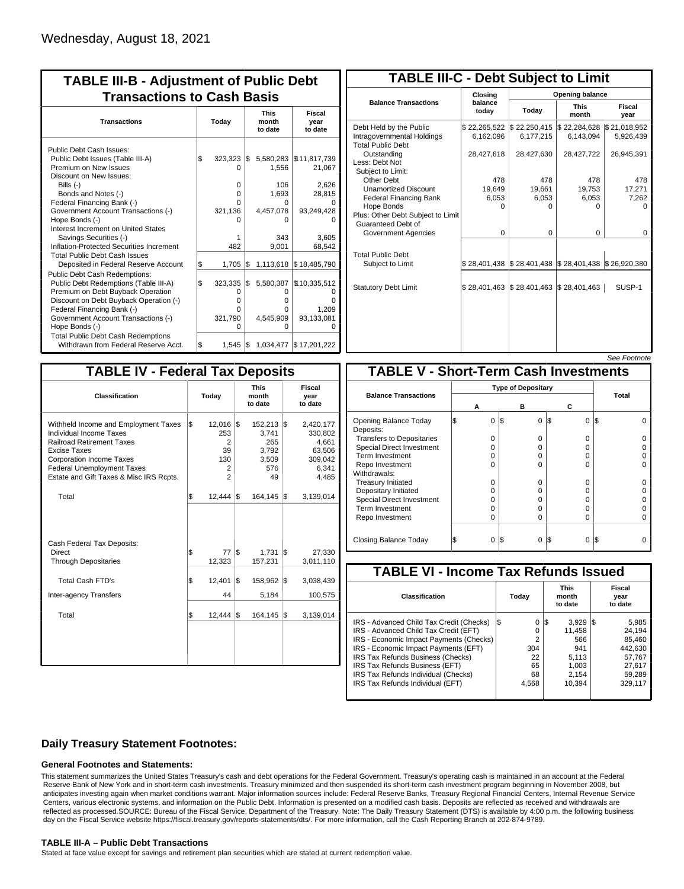Wednesday, August 18, 2021

## TABLE III-B - Adjustment of Public Debt Transactions to Cash Basis

| Transactions | Today | This month to date | Fiscal year to date |
|---|---|---|---|
| Public Debt Cash Issues: | | | |
| Public Debt Issues (Table III-A) | $ 323,323 | $ 5,580,283 | $ 11,817,739 |
| Premium on New Issues | 0 | 1,556 | 21,067 |
| Discount on New Issues: | | | |
| Bills (-) | 0 | 106 | 2,626 |
| Bonds and Notes (-) | 0 | 1,693 | 28,815 |
| Federal Financing Bank (-) | 0 | 0 | 0 |
| Government Account Transactions (-) | 321,136 | 4,457,078 | 93,249,428 |
| Hope Bonds (-) | 0 | 0 | 0 |
| Interest Increment on United States Savings Securities (-) | 1 | 343 | 3,605 |
| Inflation-Protected Securities Increment | 482 | 9,001 | 68,542 |
| Total Public Debt Cash Issues Deposited in Federal Reserve Account | $ 1,705 | $ 1,113,618 | $ 18,485,790 |
| Public Debt Cash Redemptions: | | | |
| Public Debt Redemptions (Table III-A) | $ 323,335 | $ 5,580,387 | $ 10,335,512 |
| Premium on Debt Buyback Operation | 0 | 0 | 0 |
| Discount on Debt Buyback Operation (-) | 0 | 0 | 0 |
| Federal Financing Bank (-) | 0 | 0 | 1,209 |
| Government Account Transactions (-) | 321,790 | 4,545,909 | 93,133,081 |
| Hope Bonds (-) | 0 | 0 | 0 |
| Total Public Debt Cash Redemptions Withdrawn from Federal Reserve Acct. | $ 1,545 | $ 1,034,477 | $ 17,201,222 |

## TABLE III-C - Debt Subject to Limit

| Balance Transactions | Closing balance today | Opening balance Today | Opening balance This month | Opening balance Fiscal year |
|---|---|---|---|---|
| Debt Held by the Public | $ 22,265,522 | $ 22,250,415 | $ 22,284,628 | $ 21,018,952 |
| Intragovernmental Holdings | 6,162,096 | 6,177,215 | 6,143,094 | 5,926,439 |
| Total Public Debt Outstanding | 28,427,618 | 28,427,630 | 28,427,722 | 26,945,391 |
| Less: Debt Not Subject to Limit: | | | | |
| Other Debt | 478 | 478 | 478 | 478 |
| Unamortized Discount | 19,649 | 19,661 | 19,753 | 17,271 |
| Federal Financing Bank | 6,053 | 6,053 | 6,053 | 7,262 |
| Hope Bonds | 0 | 0 | 0 | 0 |
| Plus: Other Debt Subject to Limit Guaranteed Debt of Government Agencies | 0 | 0 | 0 | 0 |
| Total Public Debt Subject to Limit | $ 28,401,438 | $ 28,401,438 | $ 28,401,438 | $ 26,920,380 |
| Statutory Debt Limit | $ 28,401,463 | $ 28,401,463 | $ 28,401,463 | SUSP-1 |

*See Footnote*

## TABLE IV - Federal Tax Deposits

| Classification | Today | This month to date | Fiscal year to date |
|---|---|---|---|
| Withheld Income and Employment Taxes | $ 12,016 | $ 152,213 | $ 2,420,177 |
| Individual Income Taxes | 253 | 3,741 | 330,802 |
| Railroad Retirement Taxes | 2 | 265 | 4,661 |
| Excise Taxes | 39 | 3,792 | 63,506 |
| Corporation Income Taxes | 130 | 3,509 | 309,042 |
| Federal Unemployment Taxes | 2 | 576 | 6,341 |
| Estate and Gift Taxes & Misc IRS Rcpts. | 2 | 49 | 4,485 |
| Total | $ 12,444 | $ 164,145 | $ 3,139,014 |
| Cash Federal Tax Deposits: | | | |
| Direct | $ 77 | $ 1,731 | $ 27,330 |
| Through Depositaries | 12,323 | 157,231 | 3,011,110 |
| Total Cash FTD's | $ 12,401 | $ 158,962 | $ 3,038,439 |
| Inter-agency Transfers | 44 | 5,184 | 100,575 |
| Total | $ 12,444 | $ 164,145 | $ 3,139,014 |

## TABLE V - Short-Term Cash Investments

| Balance Transactions | Type of Depositary A | Type of Depositary B | Type of Depositary C | Total |
|---|---|---|---|---|
| Opening Balance Today | $ 0 | $ 0 | $ 0 | $ 0 |
| Deposits: | | | | |
| Transfers to Depositaries | 0 | 0 | 0 | 0 |
| Special Direct Investment | 0 | 0 | 0 | 0 |
| Term Investment | 0 | 0 | 0 | 0 |
| Repo Investment | 0 | 0 | 0 | 0 |
| Withdrawals: | | | | |
| Treasury Initiated | 0 | 0 | 0 | 0 |
| Depositary Initiated | 0 | 0 | 0 | 0 |
| Special Direct Investment | 0 | 0 | 0 | 0 |
| Term Investment | 0 | 0 | 0 | 0 |
| Repo Investment | 0 | 0 | 0 | 0 |
| Closing Balance Today | $ 0 | $ 0 | $ 0 | $ 0 |

## TABLE VI - Income Tax Refunds Issued

| Classification | Today | This month to date | Fiscal year to date |
|---|---|---|---|
| IRS - Advanced Child Tax Credit (Checks) | $ 0 | $ 3,929 | $ 5,985 |
| IRS - Advanced Child Tax Credit (EFT) | 0 | 11,458 | 24,194 |
| IRS - Economic Impact Payments (Checks) | 2 | 566 | 85,460 |
| IRS - Economic Impact Payments (EFT) | 304 | 941 | 442,630 |
| IRS Tax Refunds Business (Checks) | 22 | 5,113 | 57,767 |
| IRS Tax Refunds Business (EFT) | 65 | 1,003 | 27,617 |
| IRS Tax Refunds Individual (Checks) | 68 | 2,154 | 59,289 |
| IRS Tax Refunds Individual (EFT) | 4,568 | 10,394 | 329,117 |

### Daily Treasury Statement Footnotes:

#### General Footnotes and Statements:

This statement summarizes the United States Treasury's cash and debt operations for the Federal Government. Treasury's operating cash is maintained in an account at the Federal Reserve Bank of New York and in short-term cash investments. Treasury minimized and then suspended its short-term cash investment program beginning in November 2008, but anticipates investing again when market conditions warrant. Major information sources include: Federal Reserve Banks, Treasury Regional Financial Centers, Internal Revenue Service Centers, various electronic systems, and information on the Public Debt. Information is presented on a modified cash basis. Deposits are reflected as received and withdrawals are reflected as processed.SOURCE: Bureau of the Fiscal Service, Department of the Treasury. Note: The Daily Treasury Statement (DTS) is available by 4:00 p.m. the following business day on the Fiscal Service website https://fiscal.treasury.gov/reports-statements/dts/. For more information, call the Cash Reporting Branch at 202-874-9789.

#### TABLE III-A – Public Debt Transactions

Stated at face value except for savings and retirement plan securities which are stated at current redemption value.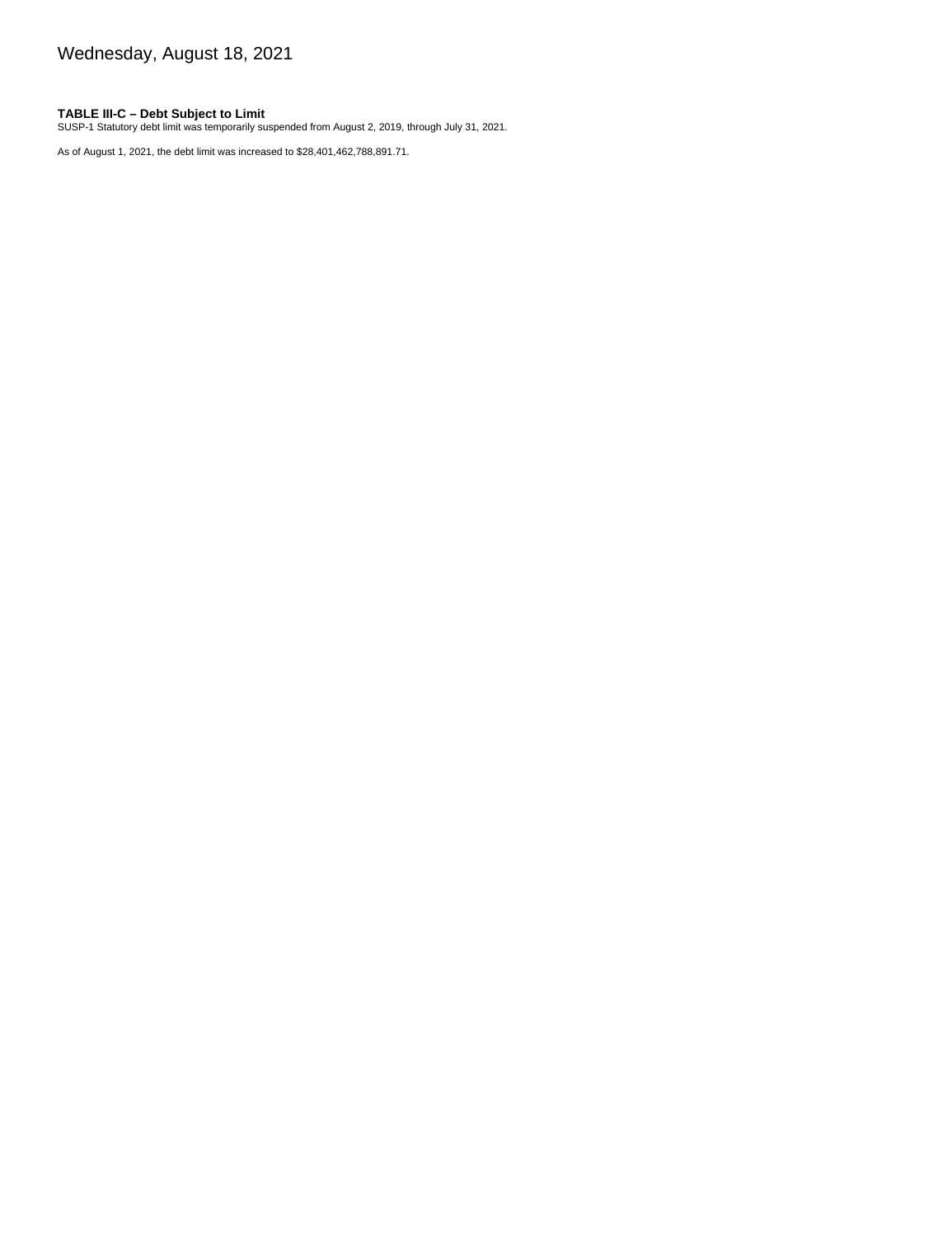Wednesday, August 18, 2021

**TABLE III-C – Debt Subject to Limit**

SUSP-1 Statutory debt limit was temporarily suspended from August 2, 2019, through July 31, 2021.

As of August 1, 2021, the debt limit was increased to $28,401,462,788,891.71.